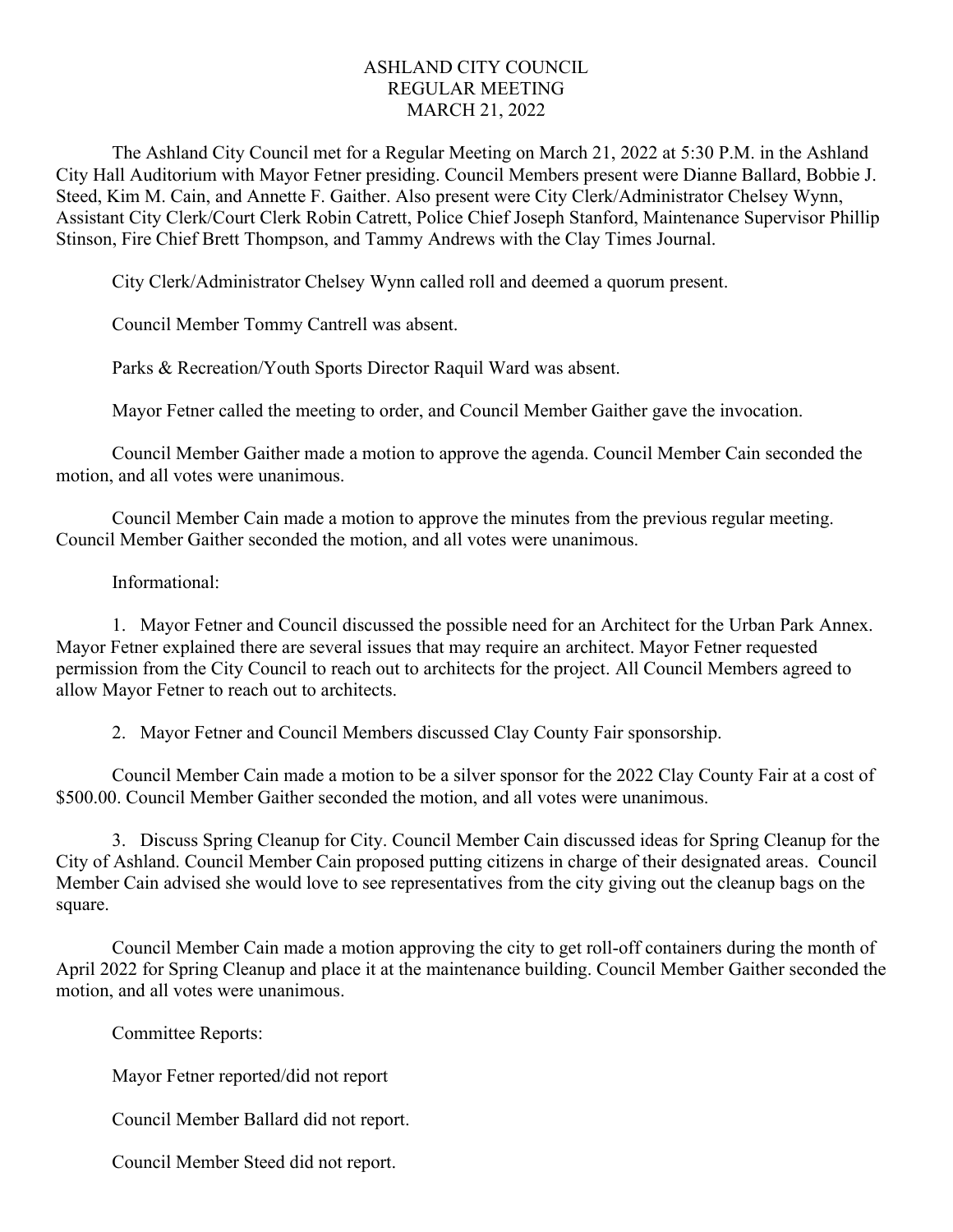# ASHLAND CITY COUNCIL
## REGULAR MEETING
## MARCH 21, 2022

The Ashland City Council met for a Regular Meeting on March 21, 2022 at 5:30 P.M. in the Ashland City Hall Auditorium with Mayor Fetner presiding. Council Members present were Dianne Ballard, Bobbie J. Steed, Kim M. Cain, and Annette F. Gaither. Also present were City Clerk/Administrator Chelsey Wynn, Assistant City Clerk/Court Clerk Robin Catrett, Police Chief Joseph Stanford, Maintenance Supervisor Phillip Stinson, Fire Chief Brett Thompson, and Tammy Andrews with the Clay Times Journal.

City Clerk/Administrator Chelsey Wynn called roll and deemed a quorum present.

Council Member Tommy Cantrell was absent.

Parks & Recreation/Youth Sports Director Raquil Ward was absent.

Mayor Fetner called the meeting to order, and Council Member Gaither gave the invocation.

Council Member Gaither made a motion to approve the agenda. Council Member Cain seconded the motion, and all votes were unanimous.

Council Member Cain made a motion to approve the minutes from the previous regular meeting. Council Member Gaither seconded the motion, and all votes were unanimous.

Informational:

1. Mayor Fetner and Council discussed the possible need for an Architect for the Urban Park Annex. Mayor Fetner explained there are several issues that may require an architect. Mayor Fetner requested permission from the City Council to reach out to architects for the project. All Council Members agreed to allow Mayor Fetner to reach out to architects.

2. Mayor Fetner and Council Members discussed Clay County Fair sponsorship.

Council Member Cain made a motion to be a silver sponsor for the 2022 Clay County Fair at a cost of $500.00. Council Member Gaither seconded the motion, and all votes were unanimous.

3. Discuss Spring Cleanup for City. Council Member Cain discussed ideas for Spring Cleanup for the City of Ashland. Council Member Cain proposed putting citizens in charge of their designated areas. Council Member Cain advised she would love to see representatives from the city giving out the cleanup bags on the square.

Council Member Cain made a motion approving the city to get roll-off containers during the month of April 2022 for Spring Cleanup and place it at the maintenance building. Council Member Gaither seconded the motion, and all votes were unanimous.

Committee Reports:

Mayor Fetner reported/did not report

Council Member Ballard did not report.

Council Member Steed did not report.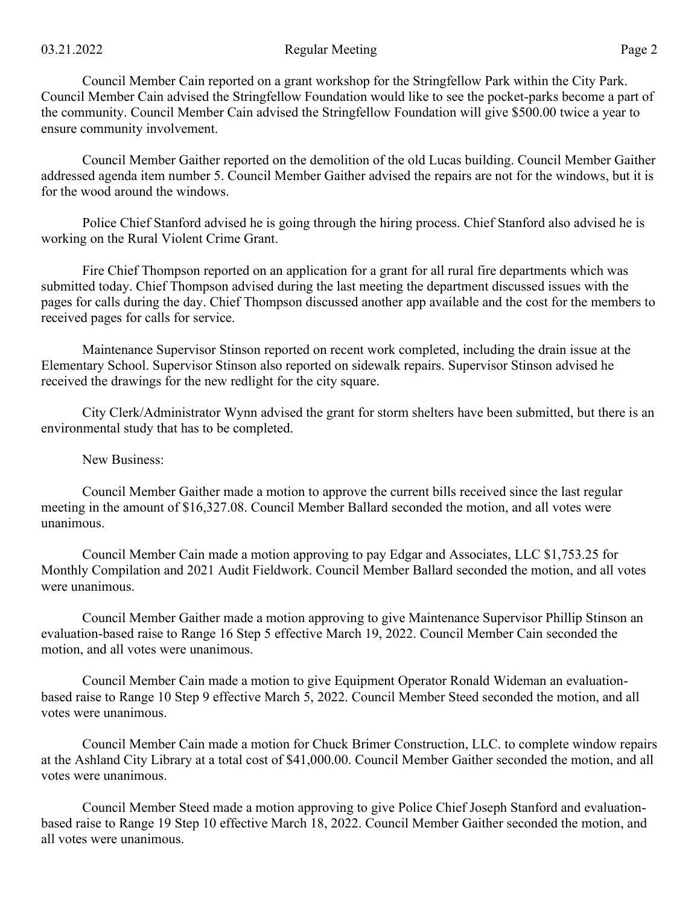Council Member Cain reported on a grant workshop for the Stringfellow Park within the City Park. Council Member Cain advised the Stringfellow Foundation would like to see the pocket-parks become a part of the community. Council Member Cain advised the Stringfellow Foundation will give $500.00 twice a year to ensure community involvement.

Council Member Gaither reported on the demolition of the old Lucas building. Council Member Gaither addressed agenda item number 5. Council Member Gaither advised the repairs are not for the windows, but it is for the wood around the windows.

Police Chief Stanford advised he is going through the hiring process. Chief Stanford also advised he is working on the Rural Violent Crime Grant.

Fire Chief Thompson reported on an application for a grant for all rural fire departments which was submitted today. Chief Thompson advised during the last meeting the department discussed issues with the pages for calls during the day. Chief Thompson discussed another app available and the cost for the members to received pages for calls for service.

Maintenance Supervisor Stinson reported on recent work completed, including the drain issue at the Elementary School. Supervisor Stinson also reported on sidewalk repairs. Supervisor Stinson advised he received the drawings for the new redlight for the city square.

City Clerk/Administrator Wynn advised the grant for storm shelters have been submitted, but there is an environmental study that has to be completed.

New Business:

Council Member Gaither made a motion to approve the current bills received since the last regular meeting in the amount of $16,327.08. Council Member Ballard seconded the motion, and all votes were unanimous.

Council Member Cain made a motion approving to pay Edgar and Associates, LLC $1,753.25 for Monthly Compilation and 2021 Audit Fieldwork. Council Member Ballard seconded the motion, and all votes were unanimous.

Council Member Gaither made a motion approving to give Maintenance Supervisor Phillip Stinson an evaluation-based raise to Range 16 Step 5 effective March 19, 2022. Council Member Cain seconded the motion, and all votes were unanimous.

Council Member Cain made a motion to give Equipment Operator Ronald Wideman an evaluation-based raise to Range 10 Step 9 effective March 5, 2022. Council Member Steed seconded the motion, and all votes were unanimous.

Council Member Cain made a motion for Chuck Brimer Construction, LLC. to complete window repairs at the Ashland City Library at a total cost of $41,000.00. Council Member Gaither seconded the motion, and all votes were unanimous.

Council Member Steed made a motion approving to give Police Chief Joseph Stanford and evaluation-based raise to Range 19 Step 10 effective March 18, 2022. Council Member Gaither seconded the motion, and all votes were unanimous.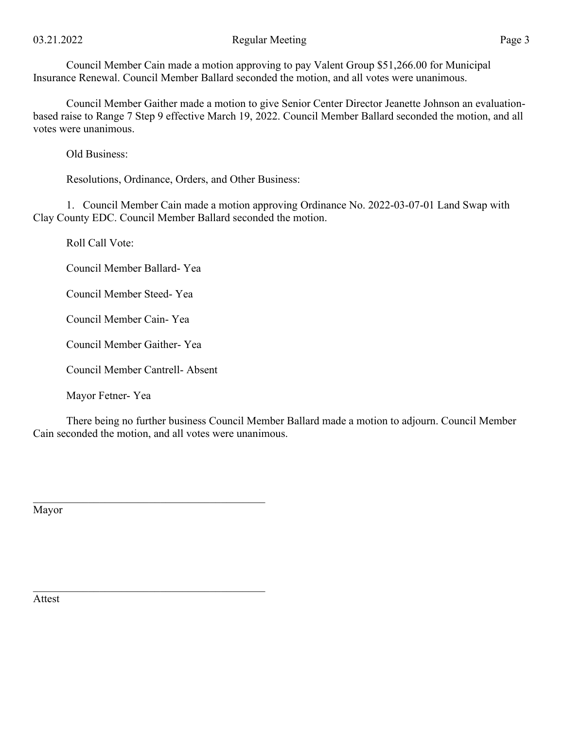Council Member Cain made a motion approving to pay Valent Group $51,266.00 for Municipal Insurance Renewal. Council Member Ballard seconded the motion, and all votes were unanimous.

Council Member Gaither made a motion to give Senior Center Director Jeanette Johnson an evaluation-based raise to Range 7 Step 9 effective March 19, 2022. Council Member Ballard seconded the motion, and all votes were unanimous.

Old Business:

Resolutions, Ordinance, Orders, and Other Business:

1. Council Member Cain made a motion approving Ordinance No. 2022-03-07-01 Land Swap with Clay County EDC. Council Member Ballard seconded the motion.

Roll Call Vote:

Council Member Ballard- Yea

Council Member Steed- Yea

Council Member Cain- Yea

Council Member Gaither- Yea

Council Member Cantrell- Absent

Mayor Fetner- Yea

There being no further business Council Member Ballard made a motion to adjourn. Council Member Cain seconded the motion, and all votes were unanimous.

\_\_\_\_\_\_\_\_\_\_\_\_\_\_\_\_\_\_\_\_\_\_\_\_\_\_\_\_\_\_\_\_\_\_\_\_\_\_\_\_\_\_

Mayor

\_\_\_\_\_\_\_\_\_\_\_\_\_\_\_\_\_\_\_\_\_\_\_\_\_\_\_\_\_\_\_\_\_\_\_\_\_\_\_\_\_\_

Attest